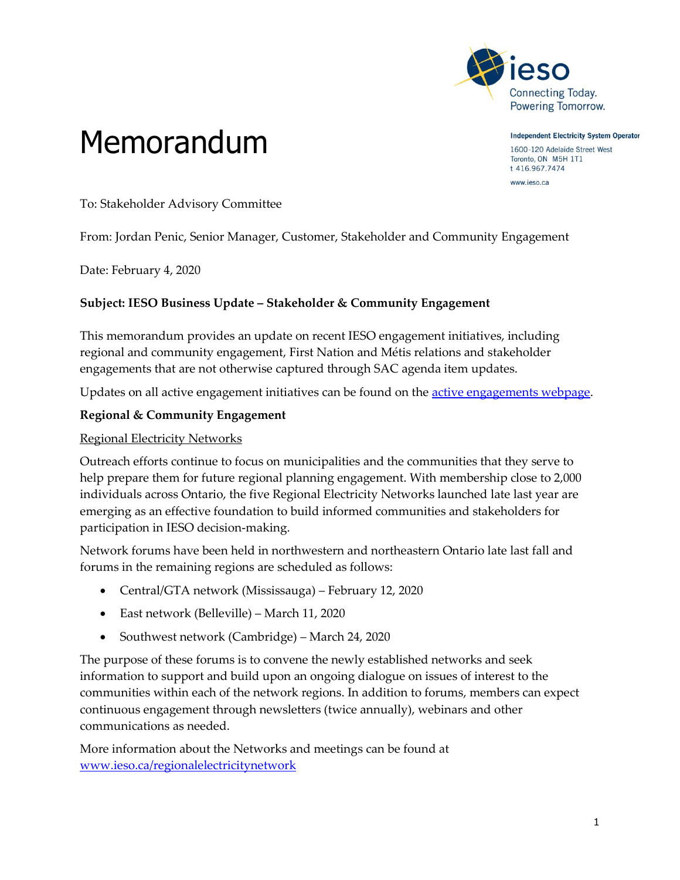Independent Electricity System Operator
1600-120 Adelaide Street West
Toronto, ON M5H 1T1
t 416.967.7474
www.ieso.ca

# Memorandum

To: Stakeholder Advisory Committee

From: Jordan Penic, Senior Manager, Customer, Stakeholder and Community Engagement

Date: February 4, 2020

**Subject: IESO Business Update – Stakeholder & Community Engagement**

This memorandum provides an update on recent IESO engagement initiatives, including regional and community engagement, First Nation and Métis relations and stakeholder engagements that are not otherwise captured through SAC agenda item updates.

Updates on all active engagement initiatives can be found on the active engagements webpage.

**Regional & Community Engagement**

Regional Electricity Networks

Outreach efforts continue to focus on municipalities and the communities that they serve to help prepare them for future regional planning engagement. With membership close to 2,000 individuals across Ontario, the five Regional Electricity Networks launched late last year are emerging as an effective foundation to build informed communities and stakeholders for participation in IESO decision-making.

Network forums have been held in northwestern and northeastern Ontario late last fall and forums in the remaining regions are scheduled as follows:

- Central/GTA network (Mississauga) – February 12, 2020
- East network (Belleville) – March 11, 2020
- Southwest network (Cambridge) – March 24, 2020

The purpose of these forums is to convene the newly established networks and seek information to support and build upon an ongoing dialogue on issues of interest to the communities within each of the network regions. In addition to forums, members can expect continuous engagement through newsletters (twice annually), webinars and other communications as needed.

More information about the Networks and meetings can be found at www.ieso.ca/regionalelectricitynetwork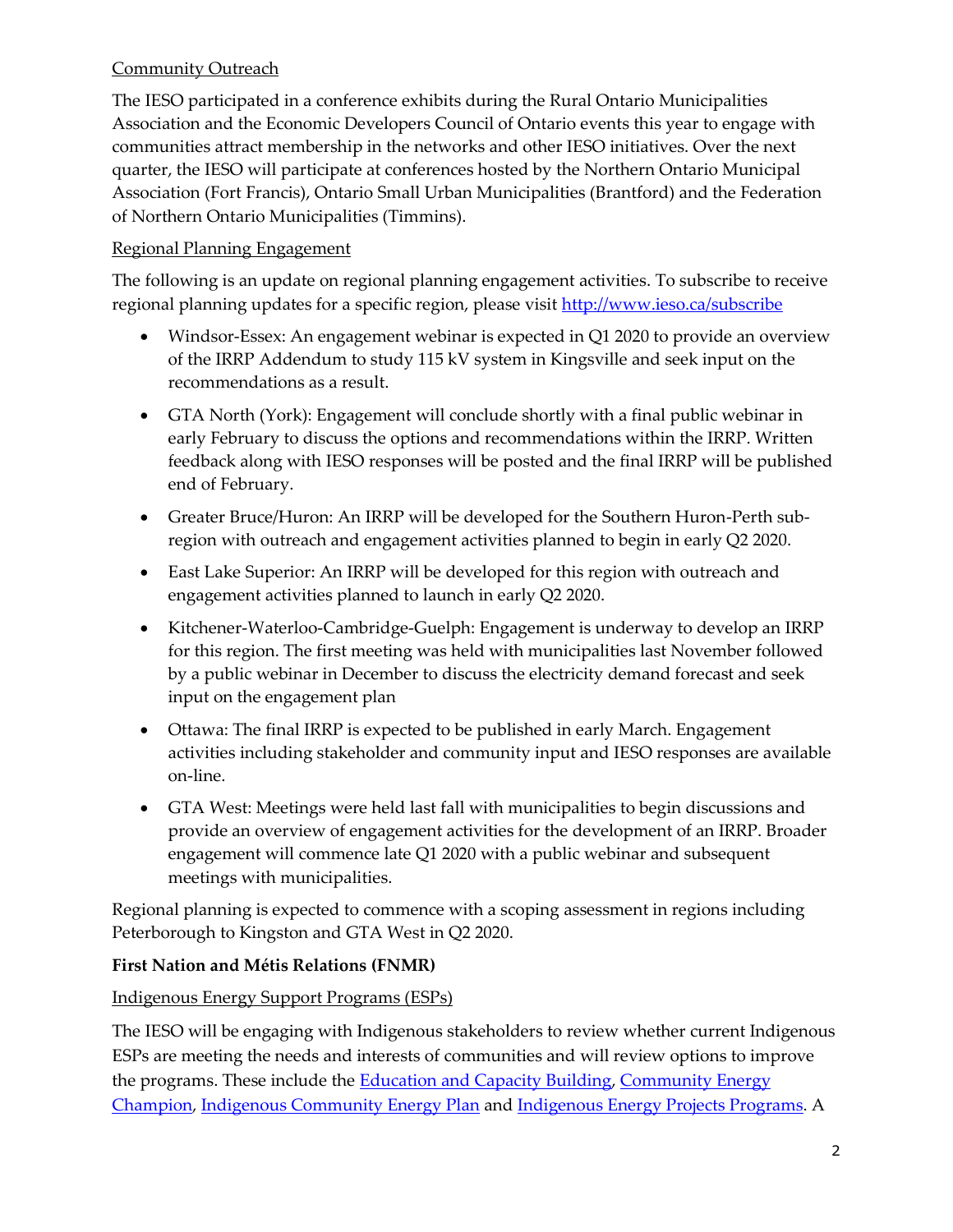Community Outreach

The IESO participated in a conference exhibits during the Rural Ontario Municipalities Association and the Economic Developers Council of Ontario events this year to engage with communities attract membership in the networks and other IESO initiatives. Over the next quarter, the IESO will participate at conferences hosted by the Northern Ontario Municipal Association (Fort Francis), Ontario Small Urban Municipalities (Brantford) and the Federation of Northern Ontario Municipalities (Timmins).

Regional Planning Engagement

The following is an update on regional planning engagement activities. To subscribe to receive regional planning updates for a specific region, please visit [http://www.ieso.ca/subscribe](http://www.ieso.ca/subscribe)

- Windsor-Essex: An engagement webinar is expected in Q1 2020 to provide an overview of the IRRP Addendum to study 115 kV system in Kingsville and seek input on the recommendations as a result.
- GTA North (York): Engagement will conclude shortly with a final public webinar in early February to discuss the options and recommendations within the IRRP. Written feedback along with IESO responses will be posted and the final IRRP will be published end of February.
- Greater Bruce/Huron: An IRRP will be developed for the Southern Huron-Perth sub-region with outreach and engagement activities planned to begin in early Q2 2020.
- East Lake Superior: An IRRP will be developed for this region with outreach and engagement activities planned to launch in early Q2 2020.
- Kitchener-Waterloo-Cambridge-Guelph: Engagement is underway to develop an IRRP for this region. The first meeting was held with municipalities last November followed by a public webinar in December to discuss the electricity demand forecast and seek input on the engagement plan
- Ottawa: The final IRRP is expected to be published in early March. Engagement activities including stakeholder and community input and IESO responses are available on-line.
- GTA West: Meetings were held last fall with municipalities to begin discussions and provide an overview of engagement activities for the development of an IRRP. Broader engagement will commence late Q1 2020 with a public webinar and subsequent meetings with municipalities.

Regional planning is expected to commence with a scoping assessment in regions including Peterborough to Kingston and GTA West in Q2 2020.

**First Nation and Métis Relations (FNMR)**

Indigenous Energy Support Programs (ESPs)

The IESO will be engaging with Indigenous stakeholders to review whether current Indigenous ESPs are meeting the needs and interests of communities and will review options to improve the programs. These include the [Education and Capacity Building](), [Community Energy Champion](), [Indigenous Community Energy Plan]() and [Indigenous Energy Projects Programs](). A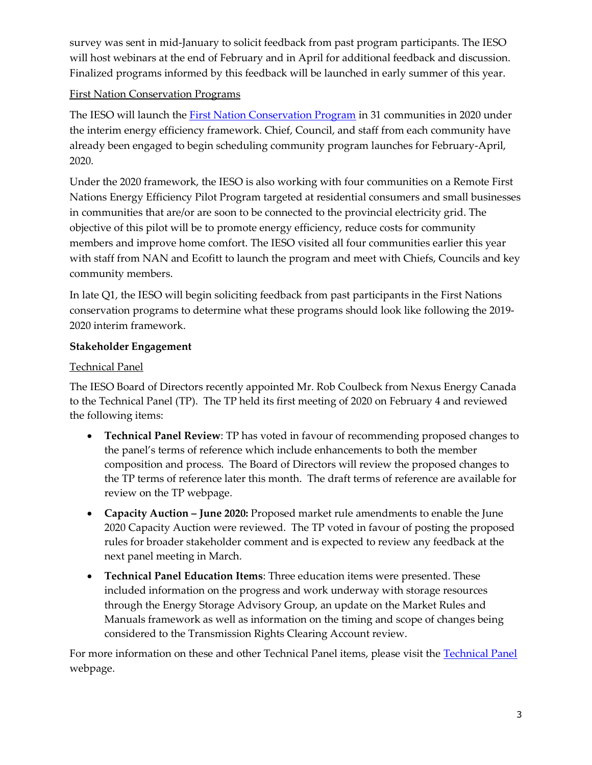survey was sent in mid-January to solicit feedback from past program participants. The IESO will host webinars at the end of February and in April for additional feedback and discussion. Finalized programs informed by this feedback will be launched in early summer of this year.

First Nation Conservation Programs

The IESO will launch the [First Nation Conservation Program]() in 31 communities in 2020 under the interim energy efficiency framework. Chief, Council, and staff from each community have already been engaged to begin scheduling community program launches for February-April, 2020.

Under the 2020 framework, the IESO is also working with four communities on a Remote First Nations Energy Efficiency Pilot Program targeted at residential consumers and small businesses in communities that are/or are soon to be connected to the provincial electricity grid. The objective of this pilot will be to promote energy efficiency, reduce costs for community members and improve home comfort. The IESO visited all four communities earlier this year with staff from NAN and Ecofitt to launch the program and meet with Chiefs, Councils and key community members.

In late Q1, the IESO will begin soliciting feedback from past participants in the First Nations conservation programs to determine what these programs should look like following the 2019-2020 interim framework.

**Stakeholder Engagement**

Technical Panel

The IESO Board of Directors recently appointed Mr. Rob Coulbeck from Nexus Energy Canada to the Technical Panel (TP). The TP held its first meeting of 2020 on February 4 and reviewed the following items:

- **Technical Panel Review**: TP has voted in favour of recommending proposed changes to the panel's terms of reference which include enhancements to both the member composition and process. The Board of Directors will review the proposed changes to the TP terms of reference later this month. The draft terms of reference are available for review on the TP webpage.
- **Capacity Auction – June 2020:** Proposed market rule amendments to enable the June 2020 Capacity Auction were reviewed. The TP voted in favour of posting the proposed rules for broader stakeholder comment and is expected to review any feedback at the next panel meeting in March.
- **Technical Panel Education Items**: Three education items were presented. These included information on the progress and work underway with storage resources through the Energy Storage Advisory Group, an update on the Market Rules and Manuals framework as well as information on the timing and scope of changes being considered to the Transmission Rights Clearing Account review.

For more information on these and other Technical Panel items, please visit the [Technical Panel]() webpage.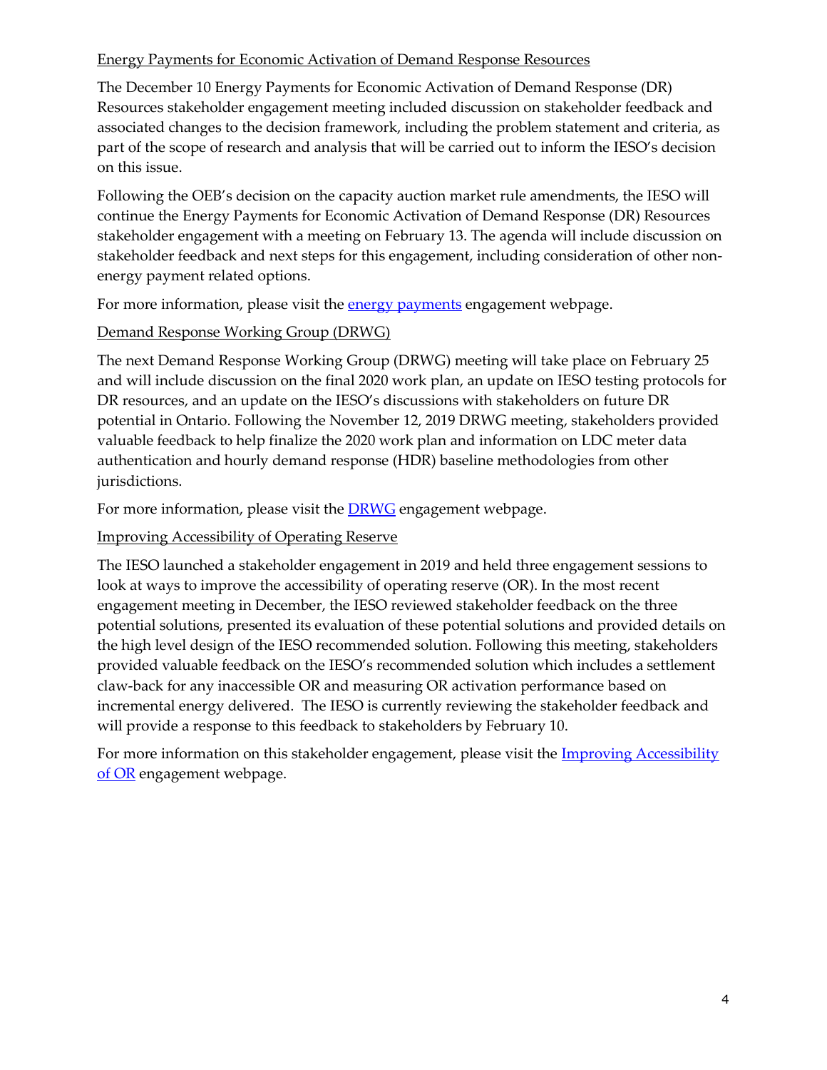## Energy Payments for Economic Activation of Demand Response Resources

The December 10 Energy Payments for Economic Activation of Demand Response (DR) Resources stakeholder engagement meeting included discussion on stakeholder feedback and associated changes to the decision framework, including the problem statement and criteria, as part of the scope of research and analysis that will be carried out to inform the IESO's decision on this issue.

Following the OEB's decision on the capacity auction market rule amendments, the IESO will continue the Energy Payments for Economic Activation of Demand Response (DR) Resources stakeholder engagement with a meeting on February 13. The agenda will include discussion on stakeholder feedback and next steps for this engagement, including consideration of other non-energy payment related options.

For more information, please visit the energy payments engagement webpage.

## Demand Response Working Group (DRWG)

The next Demand Response Working Group (DRWG) meeting will take place on February 25 and will include discussion on the final 2020 work plan, an update on IESO testing protocols for DR resources, and an update on the IESO's discussions with stakeholders on future DR potential in Ontario. Following the November 12, 2019 DRWG meeting, stakeholders provided valuable feedback to help finalize the 2020 work plan and information on LDC meter data authentication and hourly demand response (HDR) baseline methodologies from other jurisdictions.

For more information, please visit the DRWG engagement webpage.

## Improving Accessibility of Operating Reserve

The IESO launched a stakeholder engagement in 2019 and held three engagement sessions to look at ways to improve the accessibility of operating reserve (OR). In the most recent engagement meeting in December, the IESO reviewed stakeholder feedback on the three potential solutions, presented its evaluation of these potential solutions and provided details on the high level design of the IESO recommended solution. Following this meeting, stakeholders provided valuable feedback on the IESO's recommended solution which includes a settlement claw-back for any inaccessible OR and measuring OR activation performance based on incremental energy delivered. The IESO is currently reviewing the stakeholder feedback and will provide a response to this feedback to stakeholders by February 10.

For more information on this stakeholder engagement, please visit the Improving Accessibility of OR engagement webpage.